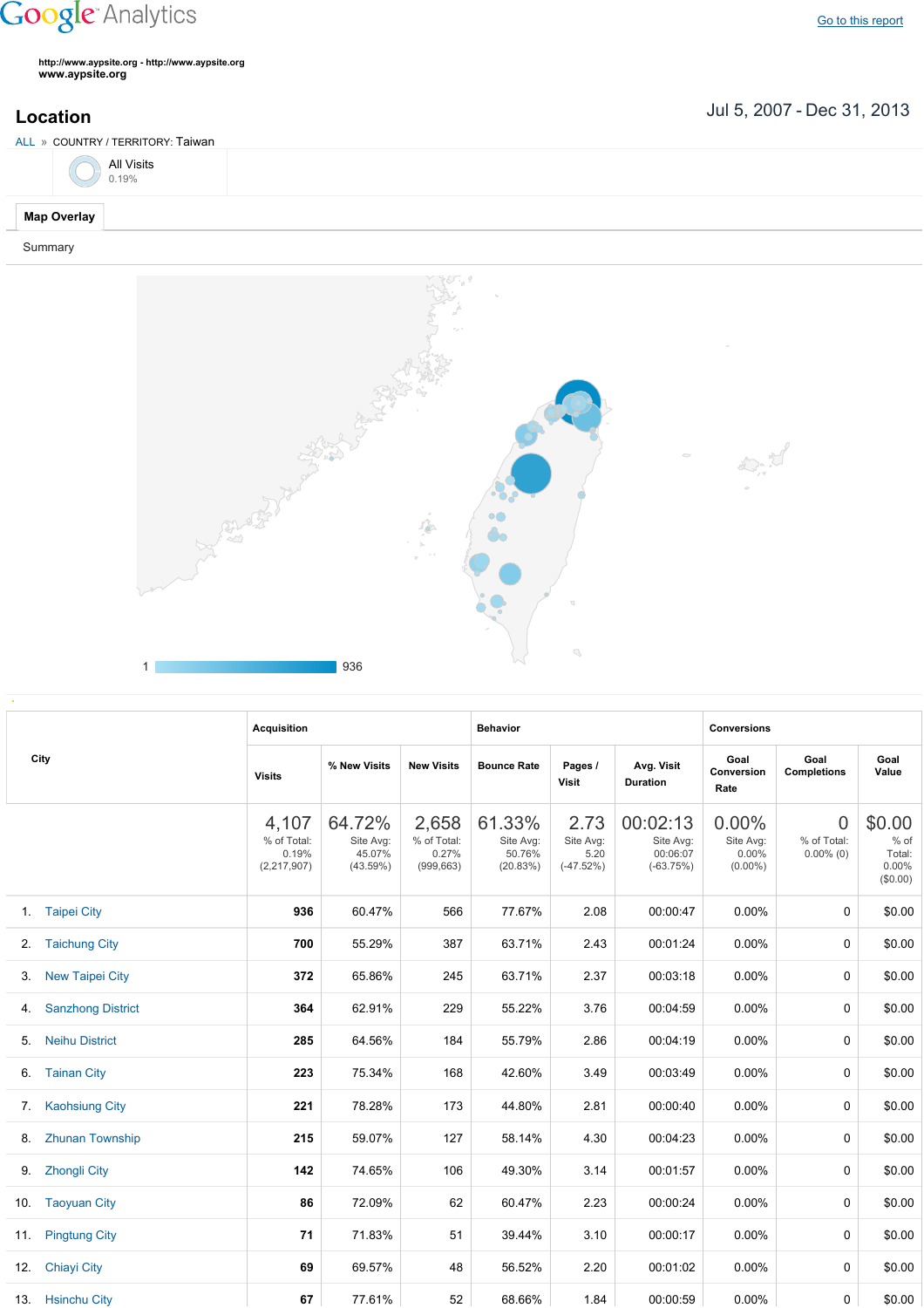Google Analytics

Go to this report

http://www.aypsite.org - http://www.aypsite.org
www.aypsite.org

## Location

Jul 5, 2007 - Dec 31, 2013

ALL » COUNTRY / TERRITORY: Taiwan

All Visits
0.19%

**Map Overlay**

Summary

1 936

| City | Acquisition | | | Behavior | | | Conversions | | |
|---|---|---|---|---|---|---|---|---|---|
| | Visits | % New Visits | New Visits | Bounce Rate | Pages / Visit | Avg. Visit Duration | Goal Conversion Rate | Goal Completions | Goal Value |
| | 4,107 % of Total: 0.19% (2,217,907) | 64.72% Site Avg: 45.07% (43.59%) | 2,658 % of Total: 0.27% (999,663) | 61.33% Site Avg: 50.76% (20.83%) | 2.73 Site Avg: 5.20 (-47.52%) | 00:02:13 Site Avg: 00:06:07 (-63.75%) | 0.00% Site Avg: 0.00% (0.00%) | 0 % of Total: 0.00% (0) | $0.00 % of Total: 0.00% ($0.00) |
| 1. Taipei City | 936 | 60.47% | 566 | 77.67% | 2.08 | 00:00:47 | 0.00% | 0 | $0.00 |
| 2. Taichung City | 700 | 55.29% | 387 | 63.71% | 2.43 | 00:01:24 | 0.00% | 0 | $0.00 |
| 3. New Taipei City | 372 | 65.86% | 245 | 63.71% | 2.37 | 00:03:18 | 0.00% | 0 | $0.00 |
| 4. Sanzhong District | 364 | 62.91% | 229 | 55.22% | 3.76 | 00:04:59 | 0.00% | 0 | $0.00 |
| 5. Neihu District | 285 | 64.56% | 184 | 55.79% | 2.86 | 00:04:19 | 0.00% | 0 | $0.00 |
| 6. Tainan City | 223 | 75.34% | 168 | 42.60% | 3.49 | 00:03:49 | 0.00% | 0 | $0.00 |
| 7. Kaohsiung City | 221 | 78.28% | 173 | 44.80% | 2.81 | 00:00:40 | 0.00% | 0 | $0.00 |
| 8. Zhunan Township | 215 | 59.07% | 127 | 58.14% | 4.30 | 00:04:23 | 0.00% | 0 | $0.00 |
| 9. Zhongli City | 142 | 74.65% | 106 | 49.30% | 3.14 | 00:01:57 | 0.00% | 0 | $0.00 |
| 10. Taoyuan City | 86 | 72.09% | 62 | 60.47% | 2.23 | 00:00:24 | 0.00% | 0 | $0.00 |
| 11. Pingtung City | 71 | 71.83% | 51 | 39.44% | 3.10 | 00:00:17 | 0.00% | 0 | $0.00 |
| 12. Chiayi City | 69 | 69.57% | 48 | 56.52% | 2.20 | 00:01:02 | 0.00% | 0 | $0.00 |
| 13. Hsinchu City | 67 | 77.61% | 52 | 68.66% | 1.84 | 00:00:59 | 0.00% | 0 | $0.00 |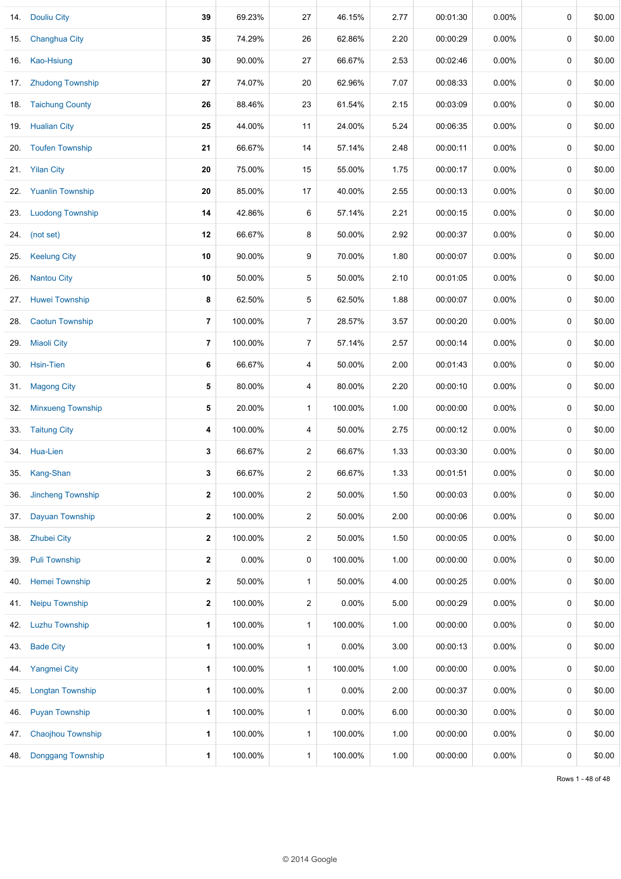| | | | | | | | | | |
|---|---|---|---|---|---|---|---|---|---|
| 14. | Douliu City | 39 | 69.23% | 27 | 46.15% | 2.77 | 00:01:30 | 0.00% | 0 | $0.00 |
| 15. | Changhua City | 35 | 74.29% | 26 | 62.86% | 2.20 | 00:00:29 | 0.00% | 0 | $0.00 |
| 16. | Kao-Hsiung | 30 | 90.00% | 27 | 66.67% | 2.53 | 00:02:46 | 0.00% | 0 | $0.00 |
| 17. | Zhudong Township | 27 | 74.07% | 20 | 62.96% | 7.07 | 00:08:33 | 0.00% | 0 | $0.00 |
| 18. | Taichung County | 26 | 88.46% | 23 | 61.54% | 2.15 | 00:03:09 | 0.00% | 0 | $0.00 |
| 19. | Hualian City | 25 | 44.00% | 11 | 24.00% | 5.24 | 00:06:35 | 0.00% | 0 | $0.00 |
| 20. | Toufen Township | 21 | 66.67% | 14 | 57.14% | 2.48 | 00:00:11 | 0.00% | 0 | $0.00 |
| 21. | Yilan City | 20 | 75.00% | 15 | 55.00% | 1.75 | 00:00:17 | 0.00% | 0 | $0.00 |
| 22. | Yuanlin Township | 20 | 85.00% | 17 | 40.00% | 2.55 | 00:00:13 | 0.00% | 0 | $0.00 |
| 23. | Luodong Township | 14 | 42.86% | 6 | 57.14% | 2.21 | 00:00:15 | 0.00% | 0 | $0.00 |
| 24. | (not set) | 12 | 66.67% | 8 | 50.00% | 2.92 | 00:00:37 | 0.00% | 0 | $0.00 |
| 25. | Keelung City | 10 | 90.00% | 9 | 70.00% | 1.80 | 00:00:07 | 0.00% | 0 | $0.00 |
| 26. | Nantou City | 10 | 50.00% | 5 | 50.00% | 2.10 | 00:01:05 | 0.00% | 0 | $0.00 |
| 27. | Huwei Township | 8 | 62.50% | 5 | 62.50% | 1.88 | 00:00:07 | 0.00% | 0 | $0.00 |
| 28. | Caotun Township | 7 | 100.00% | 7 | 28.57% | 3.57 | 00:00:20 | 0.00% | 0 | $0.00 |
| 29. | Miaoli City | 7 | 100.00% | 7 | 57.14% | 2.57 | 00:00:14 | 0.00% | 0 | $0.00 |
| 30. | Hsin-Tien | 6 | 66.67% | 4 | 50.00% | 2.00 | 00:01:43 | 0.00% | 0 | $0.00 |
| 31. | Magong City | 5 | 80.00% | 4 | 80.00% | 2.20 | 00:00:10 | 0.00% | 0 | $0.00 |
| 32. | Minxueng Township | 5 | 20.00% | 1 | 100.00% | 1.00 | 00:00:00 | 0.00% | 0 | $0.00 |
| 33. | Taitung City | 4 | 100.00% | 4 | 50.00% | 2.75 | 00:00:12 | 0.00% | 0 | $0.00 |
| 34. | Hua-Lien | 3 | 66.67% | 2 | 66.67% | 1.33 | 00:03:30 | 0.00% | 0 | $0.00 |
| 35. | Kang-Shan | 3 | 66.67% | 2 | 66.67% | 1.33 | 00:01:51 | 0.00% | 0 | $0.00 |
| 36. | Jincheng Township | 2 | 100.00% | 2 | 50.00% | 1.50 | 00:00:03 | 0.00% | 0 | $0.00 |
| 37. | Dayuan Township | 2 | 100.00% | 2 | 50.00% | 2.00 | 00:00:06 | 0.00% | 0 | $0.00 |
| 38. | Zhubei City | 2 | 100.00% | 2 | 50.00% | 1.50 | 00:00:05 | 0.00% | 0 | $0.00 |
| 39. | Puli Township | 2 | 0.00% | 0 | 100.00% | 1.00 | 00:00:00 | 0.00% | 0 | $0.00 |
| 40. | Hemei Township | 2 | 50.00% | 1 | 50.00% | 4.00 | 00:00:25 | 0.00% | 0 | $0.00 |
| 41. | Neipu Township | 2 | 100.00% | 2 | 0.00% | 5.00 | 00:00:29 | 0.00% | 0 | $0.00 |
| 42. | Luzhu Township | 1 | 100.00% | 1 | 100.00% | 1.00 | 00:00:00 | 0.00% | 0 | $0.00 |
| 43. | Bade City | 1 | 100.00% | 1 | 0.00% | 3.00 | 00:00:13 | 0.00% | 0 | $0.00 |
| 44. | Yangmei City | 1 | 100.00% | 1 | 100.00% | 1.00 | 00:00:00 | 0.00% | 0 | $0.00 |
| 45. | Longtan Township | 1 | 100.00% | 1 | 0.00% | 2.00 | 00:00:37 | 0.00% | 0 | $0.00 |
| 46. | Puyan Township | 1 | 100.00% | 1 | 0.00% | 6.00 | 00:00:30 | 0.00% | 0 | $0.00 |
| 47. | Chaojhou Township | 1 | 100.00% | 1 | 100.00% | 1.00 | 00:00:00 | 0.00% | 0 | $0.00 |
| 48. | Donggang Township | 1 | 100.00% | 1 | 100.00% | 1.00 | 00:00:00 | 0.00% | 0 | $0.00 |

Rows 1 - 48 of 48

© 2014 Google